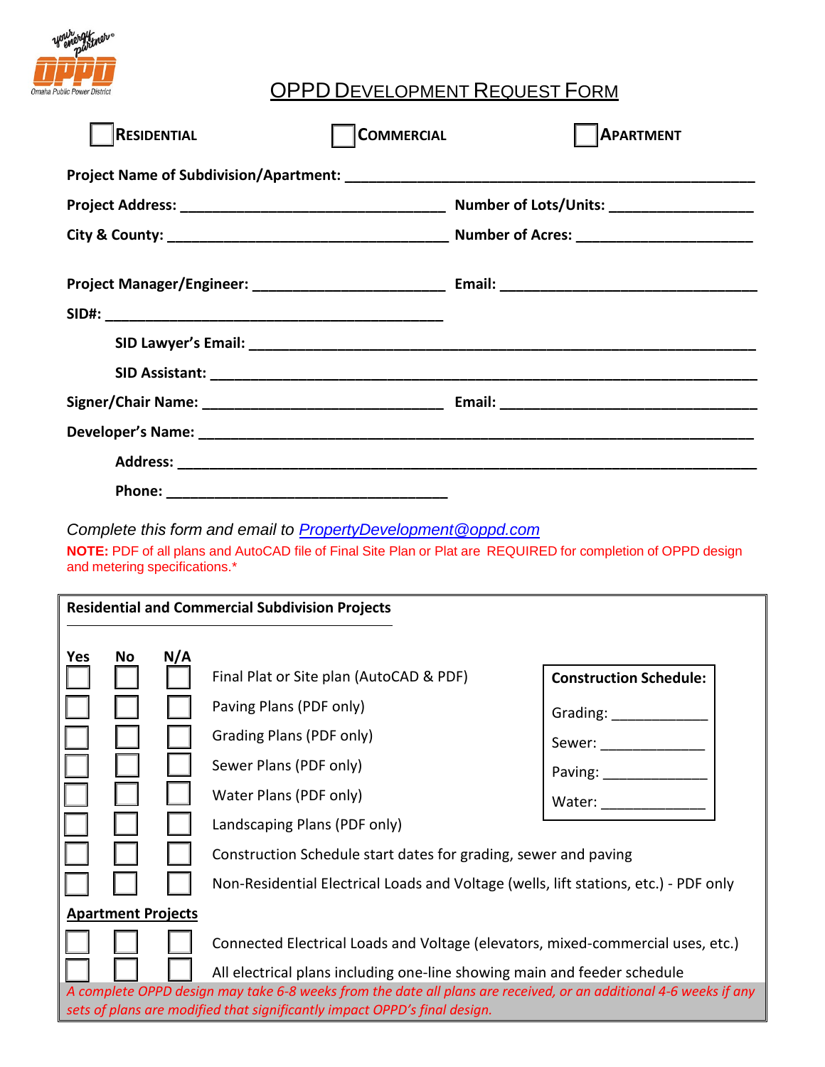# OPPD Development Request Form

☐ **Residential** ☐ **Commercial** ☐ **Apartment**

**Project Name of Subdivision/Apartment:** ______________________________

**Project Address:** ______________________ **Number of Lots/Units:** ____________

**City & County:** ______________________ **Number of Acres:** ____________

**Project Manager/Engineer:** ______________________ **Email:** ______________________

**SID#:** ______________________

**SID Lawyer's Email:** ______________________________

**SID Assistant:** ______________________________

**Signer/Chair Name:** ______________________ **Email:** ______________________

**Developer's Name:** ______________________________

**Address:** ______________________________

**Phone:** ______________________

*Complete this form and email to [PropertyDevelopment@oppd.com](mailto:PropertyDevelopment@oppd.com)*

**NOTE:** PDF of all plans and AutoCAD file of Final Site Plan or Plat are REQUIRED for completion of OPPD design and metering specifications.*

## Residential and Commercial Subdivision Projects

| Yes | No | N/A | |
|---|---|---|---|
| ☐ | ☐ | ☐ | Final Plat or Site plan (AutoCAD & PDF) |
| ☐ | ☐ | ☐ | Paving Plans (PDF only) |
| ☐ | ☐ | ☐ | Grading Plans (PDF only) |
| ☐ | ☐ | ☐ | Sewer Plans (PDF only) |
| ☐ | ☐ | ☐ | Water Plans (PDF only) |
| ☐ | ☐ | ☐ | Landscaping Plans (PDF only) |
| ☐ | ☐ | ☐ | Construction Schedule start dates for grading, sewer and paving |
| ☐ | ☐ | ☐ | Non-Residential Electrical Loads and Voltage (wells, lift stations, etc.) - PDF only |

**Construction Schedule:**

Grading: ____________

Sewer: ____________

Paving: ____________

Water: ____________

## Apartment Projects

| Yes | No | N/A | |
|---|---|---|---|
| ☐ | ☐ | ☐ | Connected Electrical Loads and Voltage (elevators, mixed-commercial uses, etc.) |
| ☐ | ☐ | ☐ | All electrical plans including one-line showing main and feeder schedule |

*A complete OPPD design may take 6-8 weeks from the date all plans are received, or an additional 4-6 weeks if any sets of plans are modified that significantly impact OPPD's final design.*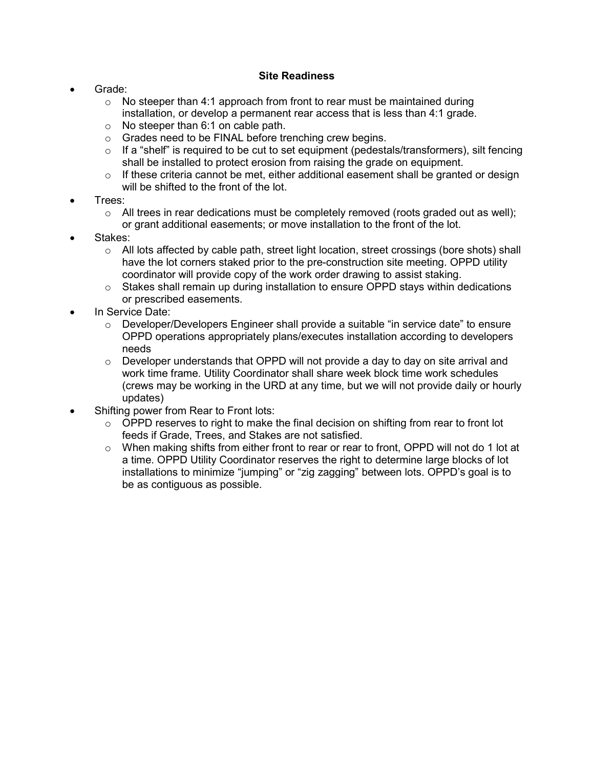## Site Readiness

- Grade:
  - No steeper than 4:1 approach from front to rear must be maintained during installation, or develop a permanent rear access that is less than 4:1 grade.
  - No steeper than 6:1 on cable path.
  - Grades need to be FINAL before trenching crew begins.
  - If a "shelf" is required to be cut to set equipment (pedestals/transformers), silt fencing shall be installed to protect erosion from raising the grade on equipment.
  - If these criteria cannot be met, either additional easement shall be granted or design will be shifted to the front of the lot.
- Trees:
  - All trees in rear dedications must be completely removed (roots graded out as well); or grant additional easements; or move installation to the front of the lot.
- Stakes:
  - All lots affected by cable path, street light location, street crossings (bore shots) shall have the lot corners staked prior to the pre-construction site meeting. OPPD utility coordinator will provide copy of the work order drawing to assist staking.
  - Stakes shall remain up during installation to ensure OPPD stays within dedications or prescribed easements.
- In Service Date:
  - Developer/Developers Engineer shall provide a suitable "in service date" to ensure OPPD operations appropriately plans/executes installation according to developers needs
  - Developer understands that OPPD will not provide a day to day on site arrival and work time frame. Utility Coordinator shall share week block time work schedules (crews may be working in the URD at any time, but we will not provide daily or hourly updates)
- Shifting power from Rear to Front lots:
  - OPPD reserves to right to make the final decision on shifting from rear to front lot feeds if Grade, Trees, and Stakes are not satisfied.
  - When making shifts from either front to rear or rear to front, OPPD will not do 1 lot at a time. OPPD Utility Coordinator reserves the right to determine large blocks of lot installations to minimize "jumping" or "zig zagging" between lots. OPPD's goal is to be as contiguous as possible.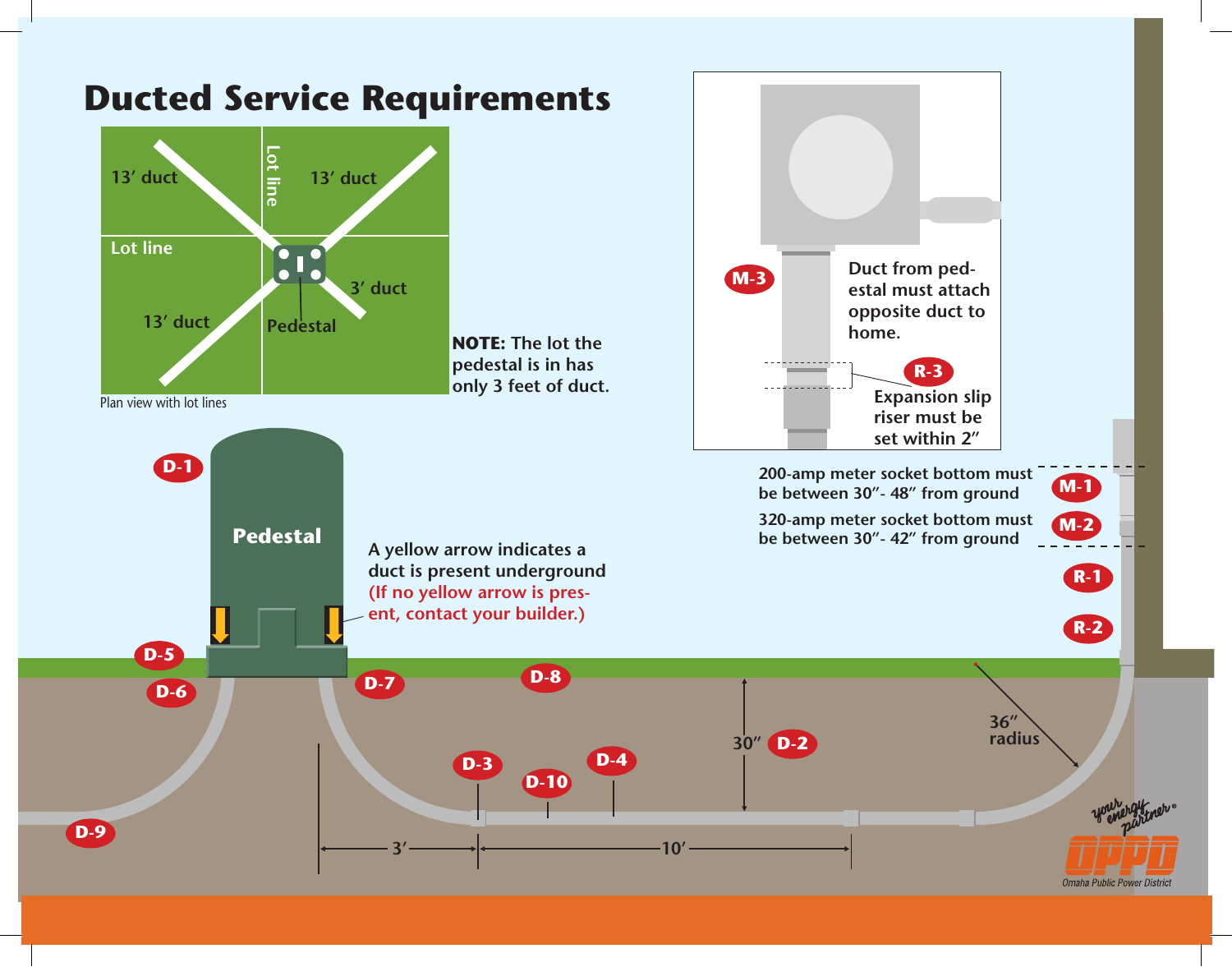# Ducted Service Requirements

13' duct

Lot line

13' duct

Lot line

13' duct

3' duct

Pedestal

Plan view with lot lines

**NOTE:** The lot the pedestal is in has only 3 feet of duct.

M-3

Duct from pedestal must attach opposite duct to home.

R-3

Expansion slip riser must be set within 2"

200-amp meter socket bottom must be between 30"- 48" from ground

M-1

320-amp meter socket bottom must be between 30"- 42" from ground

M-2

R-1

R-2

D-1

Pedestal

A yellow arrow indicates a duct is present underground (If no yellow arrow is present, contact your builder.)

D-5

D-6

D-7

D-8

30" D-2

36" radius

D-3

D-10

D-4

D-9

3'

10'

your energy partner®

OPPD

Omaha Public Power District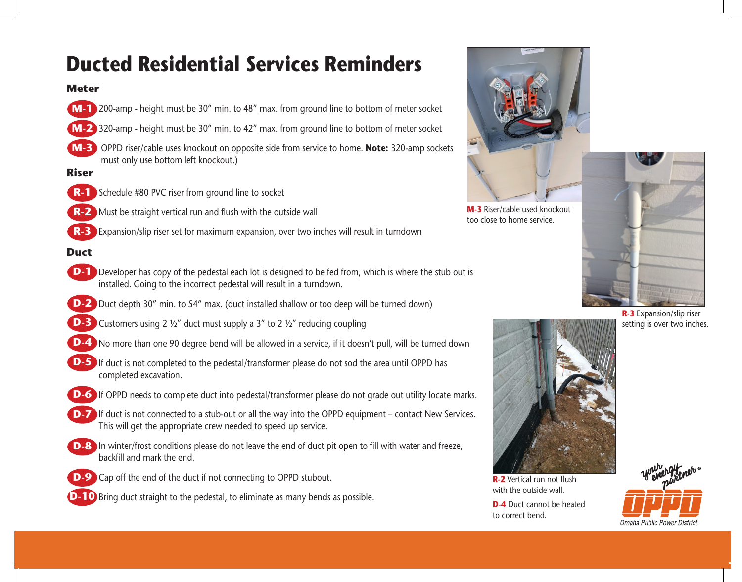# Ducted Residential Services Reminders

## Meter

**M-1** 200-amp - height must be 30" min. to 48" max. from ground line to bottom of meter socket

**M-2** 320-amp - height must be 30" min. to 42" max. from ground line to bottom of meter socket

**M-3** OPPD riser/cable uses knockout on opposite side from service to home. **Note:** 320-amp sockets must only use bottom left knockout.)

## Riser

**R-1** Schedule #80 PVC riser from ground line to socket

**R-2** Must be straight vertical run and flush with the outside wall

**R-3** Expansion/slip riser set for maximum expansion, over two inches will result in turndown

## Duct

**D-1** Developer has copy of the pedestal each lot is designed to be fed from, which is where the stub out is installed. Going to the incorrect pedestal will result in a turndown.

**D-2** Duct depth 30" min. to 54" max. (duct installed shallow or too deep will be turned down)

**D-3** Customers using 2 ½" duct must supply a 3" to 2 ½" reducing coupling

**D-4** No more than one 90 degree bend will be allowed in a service, if it doesn't pull, will be turned down

**D-5** If duct is not completed to the pedestal/transformer please do not sod the area until OPPD has completed excavation.

**D-6** If OPPD needs to complete duct into pedestal/transformer please do not grade out utility locate marks.

**D-7** If duct is not connected to a stub-out or all the way into the OPPD equipment – contact New Services. This will get the appropriate crew needed to speed up service.

**D-8** In winter/frost conditions please do not leave the end of duct pit open to fill with water and freeze, backfill and mark the end.

**D-9** Cap off the end of the duct if not connecting to OPPD stubout.

**D-10** Bring duct straight to the pedestal, to eliminate as many bends as possible.

**M-3** Riser/cable used knockout too close to home service.

**R-3** Expansion/slip riser setting is over two inches.

**R-2** Vertical run not flush with the outside wall.

**D-4** Duct cannot be heated to correct bend.

your energy partner®

OPPD

Omaha Public Power District